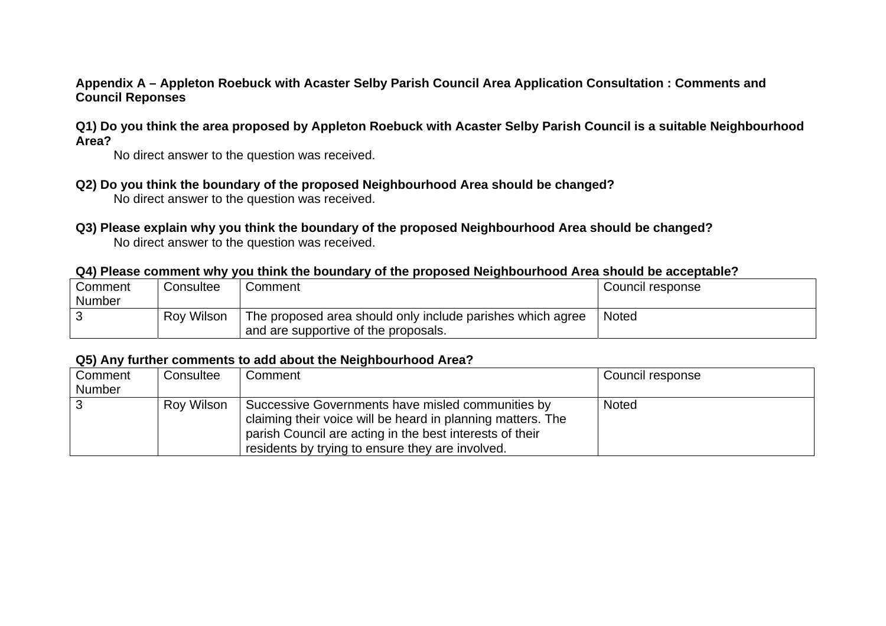**Appendix A – Appleton Roebuck with Acaster Selby Parish Council Area Application Consultation : Comments and Council Reponses**

**Q1) Do you think the area proposed by Appleton Roebuck with Acaster Selby Parish Council is a suitable Neighbourhood Area?**

No direct answer to the question was received.

**Q2) Do you think the boundary of the proposed Neighbourhood Area should be changed?**

No direct answer to the question was received.

**Q3) Please explain why you think the boundary of the proposed Neighbourhood Area should be changed?**

No direct answer to the question was received.

**Q4) Please comment why you think the boundary of the proposed Neighbourhood Area should be acceptable?**

| Comment Number | Consultee | Comment | Council response |
|---|---|---|---|
| 3 | Roy Wilson | The proposed area should only include parishes which agree and are supportive of the proposals. | Noted |

**Q5) Any further comments to add about the Neighbourhood Area?**

| Comment Number | Consultee | Comment | Council response |
|---|---|---|---|
| 3 | Roy Wilson | Successive Governments have misled communities by claiming their voice will be heard in planning matters. The parish Council are acting in the best interests of their residents by trying to ensure they are involved. | Noted |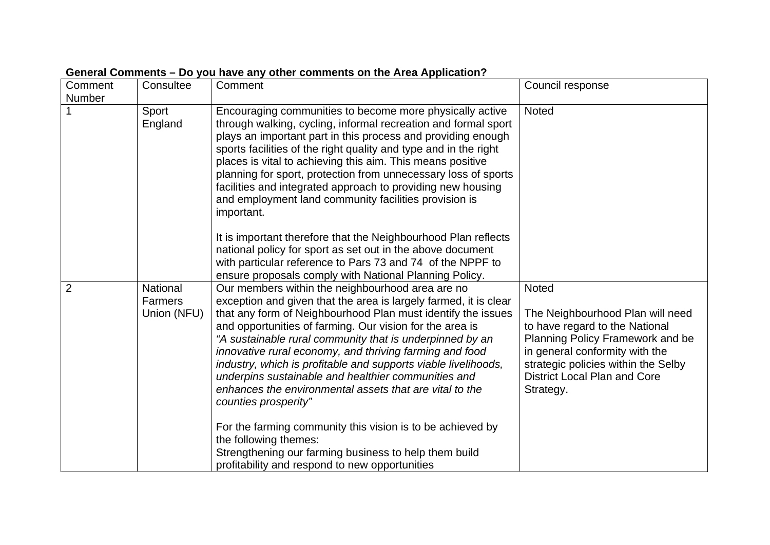**General Comments – Do you have any other comments on the Area Application?**

| Comment Number | Consultee | Comment | Council response |
|---|---|---|---|
| 1 | Sport England | Encouraging communities to become more physically active through walking, cycling, informal recreation and formal sport plays an important part in this process and providing enough sports facilities of the right quality and type and in the right places is vital to achieving this aim. This means positive planning for sport, protection from unnecessary loss of sports facilities and integrated approach to providing new housing and employment land community facilities provision is important.<br><br>It is important therefore that the Neighbourhood Plan reflects national policy for sport as set out in the above document with particular reference to Pars 73 and 74 of the NPPF to ensure proposals comply with National Planning Policy. | Noted |
| 2 | National Farmers Union (NFU) | Our members within the neighbourhood area are no exception and given that the area is largely farmed, it is clear that any form of Neighbourhood Plan must identify the issues and opportunities of farming. Our vision for the area is *"A sustainable rural community that is underpinned by an innovative rural economy, and thriving farming and food industry, which is profitable and supports viable livelihoods, underpins sustainable and healthier communities and enhances the environmental assets that are vital to the counties prosperity"*<br><br>For the farming community this vision is to be achieved by the following themes:<br>Strengthening our farming business to help them build profitability and respond to new opportunities | Noted<br><br>The Neighbourhood Plan will need to have regard to the National Planning Policy Framework and be in general conformity with the strategic policies within the Selby District Local Plan and Core Strategy. |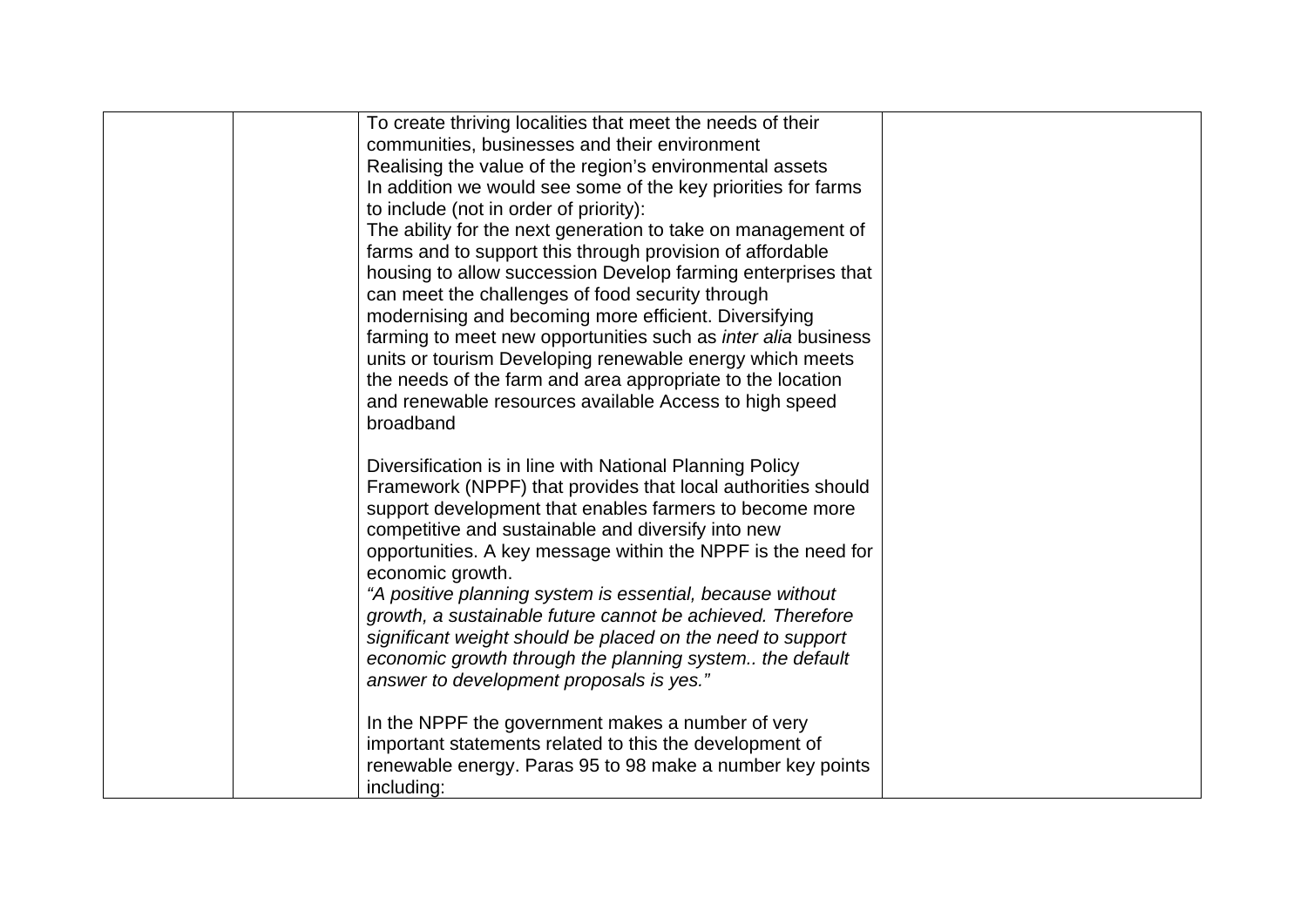| | | | |
|---|---|---|---|
| | | To create thriving localities that meet the needs of their communities, businesses and their environment<br>Realising the value of the region's environmental assets<br>In addition we would see some of the key priorities for farms to include (not in order of priority):<br>The ability for the next generation to take on management of farms and to support this through provision of affordable housing to allow succession Develop farming enterprises that can meet the challenges of food security through modernising and becoming more efficient. Diversifying farming to meet new opportunities such as *inter alia* business units or tourism Developing renewable energy which meets the needs of the farm and area appropriate to the location and renewable resources available Access to high speed broadband<br><br>Diversification is in line with National Planning Policy Framework (NPPF) that provides that local authorities should support development that enables farmers to become more competitive and sustainable and diversify into new opportunities. A key message within the NPPF is the need for economic growth.<br>*"A positive planning system is essential, because without growth, a sustainable future cannot be achieved. Therefore significant weight should be placed on the need to support economic growth through the planning system.. the default answer to development proposals is yes."*<br><br>In the NPPF the government makes a number of very important statements related to this the development of renewable energy. Paras 95 to 98 make a number key points including: | |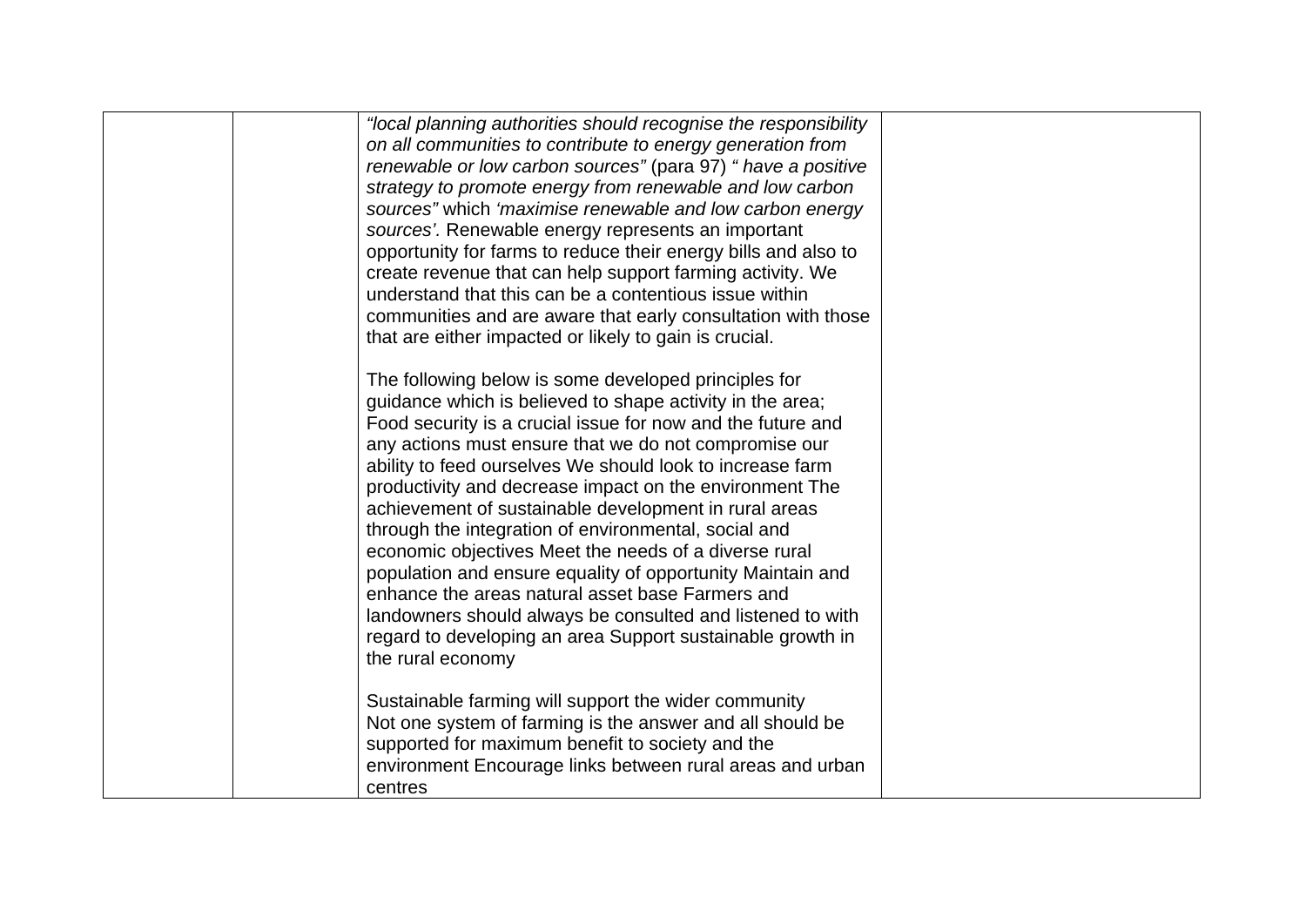|  |  |  |  |
|---|---|---|---|
|  |  | *"local planning authorities should recognise the responsibility on all communities to contribute to energy generation from renewable or low carbon sources"* (para 97) *" have a positive strategy to promote energy from renewable and low carbon sources"* which *'maximise renewable and low carbon energy sources'*. Renewable energy represents an important opportunity for farms to reduce their energy bills and also to create revenue that can help support farming activity. We understand that this can be a contentious issue within communities and are aware that early consultation with those that are either impacted or likely to gain is crucial.<br><br>The following below is some developed principles for guidance which is believed to shape activity in the area; Food security is a crucial issue for now and the future and any actions must ensure that we do not compromise our ability to feed ourselves We should look to increase farm productivity and decrease impact on the environment The achievement of sustainable development in rural areas through the integration of environmental, social and economic objectives Meet the needs of a diverse rural population and ensure equality of opportunity Maintain and enhance the areas natural asset base Farmers and landowners should always be consulted and listened to with regard to developing an area Support sustainable growth in the rural economy<br><br>Sustainable farming will support the wider community<br>Not one system of farming is the answer and all should be supported for maximum benefit to society and the environment Encourage links between rural areas and urban centres |  |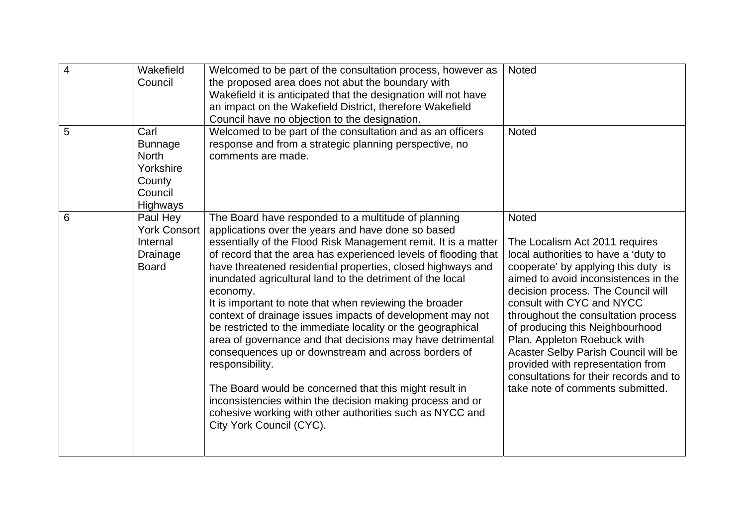| 4 | Wakefield Council | Welcomed to be part of the consultation process, however as the proposed area does not abut the boundary with Wakefield it is anticipated that the designation will not have an impact on the Wakefield District, therefore Wakefield Council have no objection to the designation. | Noted |
|---|---|---|---|
| 5 | Carl Bunnage North Yorkshire County Council Highways | Welcomed to be part of the consultation and as an officers response and from a strategic planning perspective, no comments are made. | Noted |
| 6 | Paul Hey York Consort Internal Drainage Board | The Board have responded to a multitude of planning applications over the years and have done so based essentially of the Flood Risk Management remit. It is a matter of record that the area has experienced levels of flooding that have threatened residential properties, closed highways and inundated agricultural land to the detriment of the local economy.<br>It is important to note that when reviewing the broader context of drainage issues impacts of development may not be restricted to the immediate locality or the geographical area of governance and that decisions may have detrimental consequences up or downstream and across borders of responsibility.<br><br>The Board would be concerned that this might result in inconsistencies within the decision making process and or cohesive working with other authorities such as NYCC and City York Council (CYC). | Noted<br><br>The Localism Act 2011 requires local authorities to have a 'duty to cooperate' by applying this duty is aimed to avoid inconsistences in the decision process. The Council will consult with CYC and NYCC throughout the consultation process of producing this Neighbourhood Plan. Appleton Roebuck with Acaster Selby Parish Council will be provided with representation from consultations for their records and to take note of comments submitted. |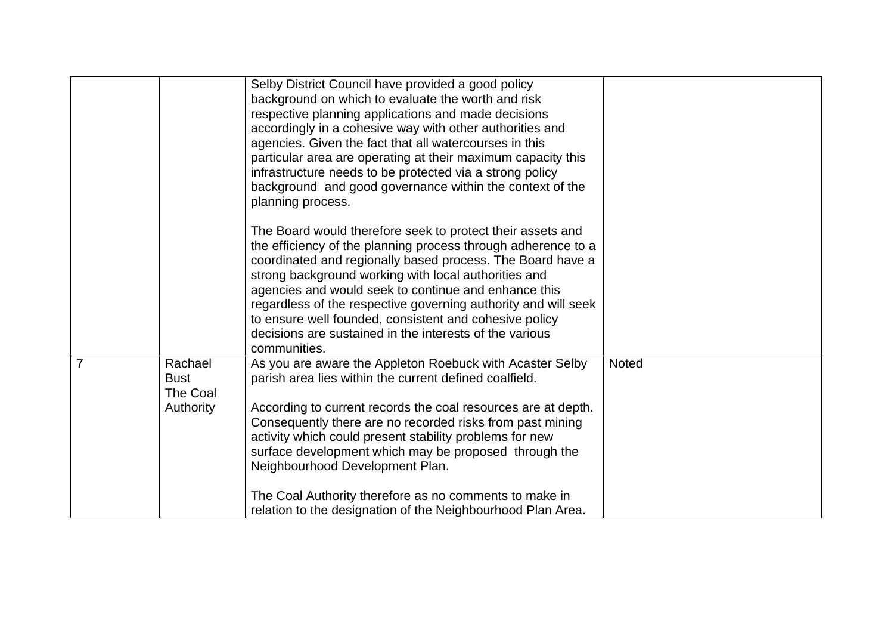| | | | |
|---|---|---|---|
| | | Selby District Council have provided a good policy background on which to evaluate the worth and risk respective planning applications and made decisions accordingly in a cohesive way with other authorities and agencies. Given the fact that all watercourses in this particular area are operating at their maximum capacity this infrastructure needs to be protected via a strong policy background and good governance within the context of the planning process.<br><br>The Board would therefore seek to protect their assets and the efficiency of the planning process through adherence to a coordinated and regionally based process. The Board have a strong background working with local authorities and agencies and would seek to continue and enhance this regardless of the respective governing authority and will seek to ensure well founded, consistent and cohesive policy decisions are sustained in the interests of the various communities. | |
| 7 | Rachael Bust The Coal Authority | As you are aware the Appleton Roebuck with Acaster Selby parish area lies within the current defined coalfield.<br><br>According to current records the coal resources are at depth. Consequently there are no recorded risks from past mining activity which could present stability problems for new surface development which may be proposed through the Neighbourhood Development Plan.<br><br>The Coal Authority therefore as no comments to make in relation to the designation of the Neighbourhood Plan Area. | Noted |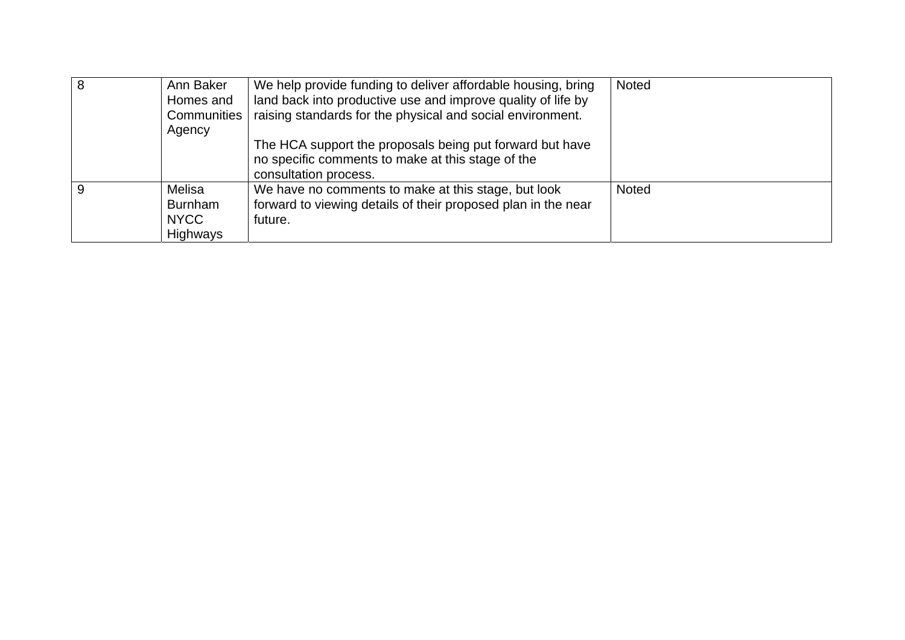| 8 | Ann Baker Homes and Communities Agency | We help provide funding to deliver affordable housing, bring land back into productive use and improve quality of life by raising standards for the physical and social environment.<br><br>The HCA support the proposals being put forward but have no specific comments to make at this stage of the consultation process. | Noted |
|---|---|---|---|
| 9 | Melisa Burnham NYCC Highways | We have no comments to make at this stage, but look forward to viewing details of their proposed plan in the near future. | Noted |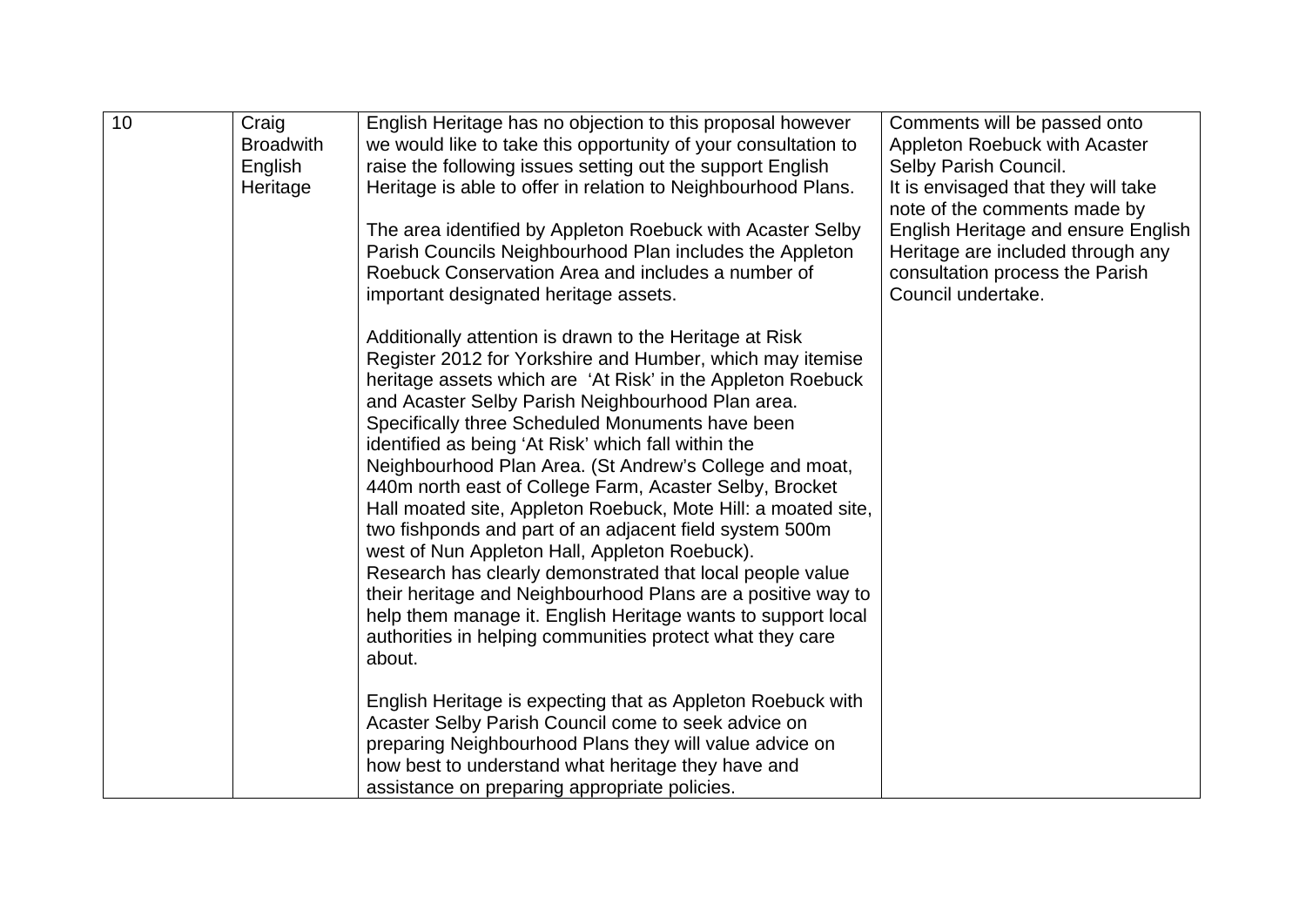| 10 | Craig Broadwith English Heritage | English Heritage has no objection to this proposal however we would like to take this opportunity of your consultation to raise the following issues setting out the support English Heritage is able to offer in relation to Neighbourhood Plans.<br><br>The area identified by Appleton Roebuck with Acaster Selby Parish Councils Neighbourhood Plan includes the Appleton Roebuck Conservation Area and includes a number of important designated heritage assets.<br><br>Additionally attention is drawn to the Heritage at Risk Register 2012 for Yorkshire and Humber, which may itemise heritage assets which are 'At Risk' in the Appleton Roebuck and Acaster Selby Parish Neighbourhood Plan area. Specifically three Scheduled Monuments have been identified as being 'At Risk' which fall within the Neighbourhood Plan Area. (St Andrew's College and moat, 440m north east of College Farm, Acaster Selby, Brocket Hall moated site, Appleton Roebuck, Mote Hill: a moated site, two fishponds and part of an adjacent field system 500m west of Nun Appleton Hall, Appleton Roebuck).<br>Research has clearly demonstrated that local people value their heritage and Neighbourhood Plans are a positive way to help them manage it. English Heritage wants to support local authorities in helping communities protect what they care about.<br><br>English Heritage is expecting that as Appleton Roebuck with Acaster Selby Parish Council come to seek advice on preparing Neighbourhood Plans they will value advice on how best to understand what heritage they have and assistance on preparing appropriate policies. | Comments will be passed onto Appleton Roebuck with Acaster Selby Parish Council.<br>It is envisaged that they will take note of the comments made by English Heritage and ensure English Heritage are included through any consultation process the Parish Council undertake. |
|---|---|---|---|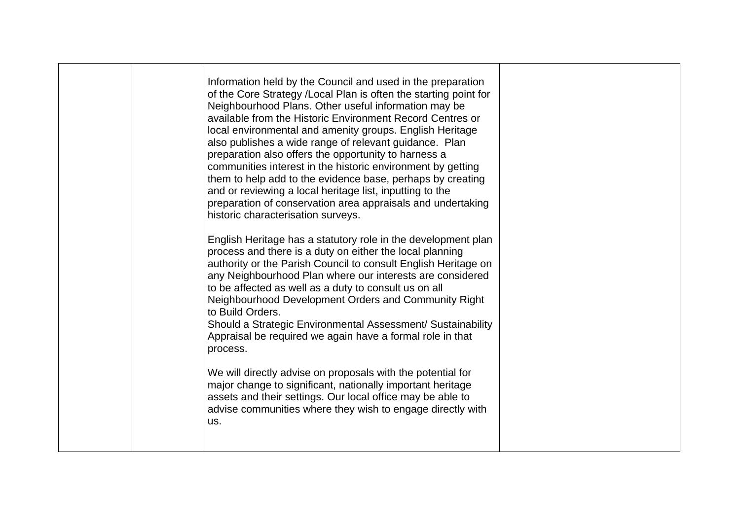|  |  |  |  |
|---|---|---|---|
|  |  | Information held by the Council and used in the preparation of the Core Strategy /Local Plan is often the starting point for Neighbourhood Plans. Other useful information may be available from the Historic Environment Record Centres or local environmental and amenity groups. English Heritage also publishes a wide range of relevant guidance. Plan preparation also offers the opportunity to harness a communities interest in the historic environment by getting them to help add to the evidence base, perhaps by creating and or reviewing a local heritage list, inputting to the preparation of conservation area appraisals and undertaking historic characterisation surveys.<br><br>English Heritage has a statutory role in the development plan process and there is a duty on either the local planning authority or the Parish Council to consult English Heritage on any Neighbourhood Plan where our interests are considered to be affected as well as a duty to consult us on all Neighbourhood Development Orders and Community Right to Build Orders.<br>Should a Strategic Environmental Assessment/ Sustainability Appraisal be required we again have a formal role in that process.<br><br>We will directly advise on proposals with the potential for major change to significant, nationally important heritage assets and their settings. Our local office may be able to advise communities where they wish to engage directly with us. |  |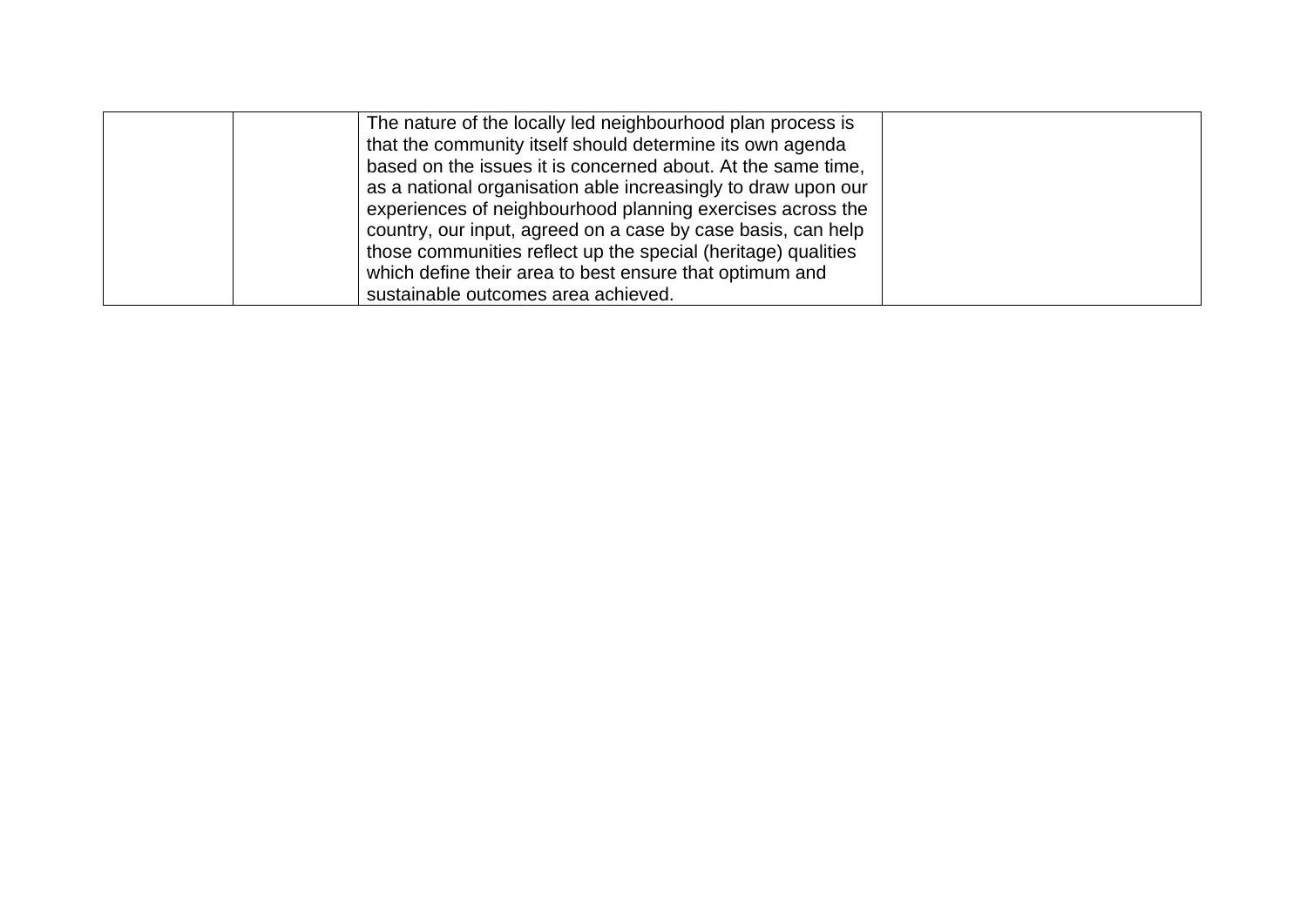| | | | |
|---|---|---|---|
| | | The nature of the locally led neighbourhood plan process is that the community itself should determine its own agenda based on the issues it is concerned about. At the same time, as a national organisation able increasingly to draw upon our experiences of neighbourhood planning exercises across the country, our input, agreed on a case by case basis, can help those communities reflect up the special (heritage) qualities which define their area to best ensure that optimum and sustainable outcomes area achieved. | |